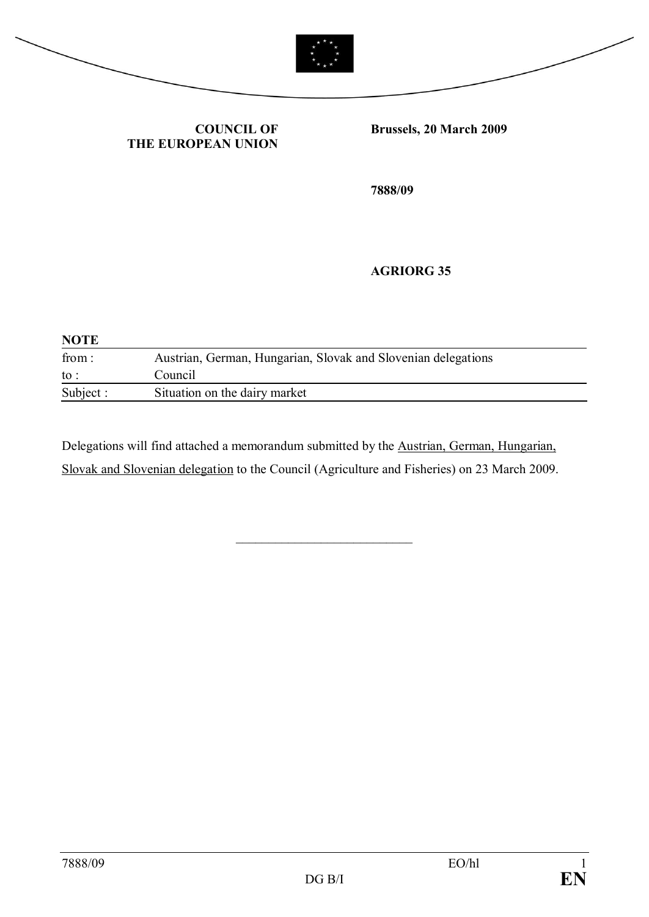**COUNCIL OF THE EUROPEAN UNION**

**Brussels, 20 March 2009**

**7888/09**

**AGRIORG 35**

**NOTE**

| | |
|---|---|
| from : | Austrian, German, Hungarian, Slovak and Slovenian delegations |
| to : | Council |
| Subject : | Situation on the dairy market |

Delegations will find attached a memorandum submitted by the Austrian, German, Hungarian, Slovak and Slovenian delegation to the Council (Agriculture and Fisheries) on 23 March 2009.

\_\_\_\_\_\_\_\_\_\_\_\_\_\_\_\_\_\_\_\_\_\_\_\_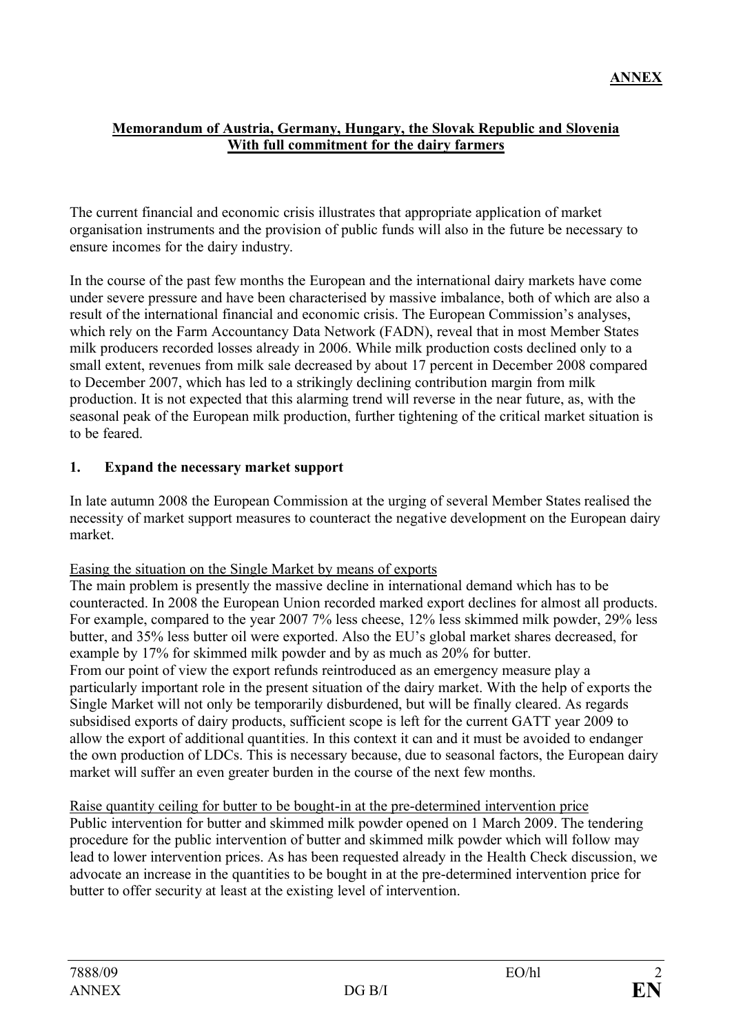**ANNEX**

**Memorandum of Austria, Germany, Hungary, the Slovak Republic and Slovenia**
**With full commitment for the dairy farmers**

The current financial and economic crisis illustrates that appropriate application of market organisation instruments and the provision of public funds will also in the future be necessary to ensure incomes for the dairy industry.

In the course of the past few months the European and the international dairy markets have come under severe pressure and have been characterised by massive imbalance, both of which are also a result of the international financial and economic crisis. The European Commission's analyses, which rely on the Farm Accountancy Data Network (FADN), reveal that in most Member States milk producers recorded losses already in 2006. While milk production costs declined only to a small extent, revenues from milk sale decreased by about 17 percent in December 2008 compared to December 2007, which has led to a strikingly declining contribution margin from milk production. It is not expected that this alarming trend will reverse in the near future, as, with the seasonal peak of the European milk production, further tightening of the critical market situation is to be feared.

## 1. Expand the necessary market support

In late autumn 2008 the European Commission at the urging of several Member States realised the necessity of market support measures to counteract the negative development on the European dairy market.

Easing the situation on the Single Market by means of exports

The main problem is presently the massive decline in international demand which has to be counteracted. In 2008 the European Union recorded marked export declines for almost all products. For example, compared to the year 2007 7% less cheese, 12% less skimmed milk powder, 29% less butter, and 35% less butter oil were exported. Also the EU's global market shares decreased, for example by 17% for skimmed milk powder and by as much as 20% for butter.

From our point of view the export refunds reintroduced as an emergency measure play a particularly important role in the present situation of the dairy market. With the help of exports the Single Market will not only be temporarily disburdened, but will be finally cleared. As regards subsidised exports of dairy products, sufficient scope is left for the current GATT year 2009 to allow the export of additional quantities. In this context it can and it must be avoided to endanger the own production of LDCs. This is necessary because, due to seasonal factors, the European dairy market will suffer an even greater burden in the course of the next few months.

Raise quantity ceiling for butter to be bought-in at the pre-determined intervention price

Public intervention for butter and skimmed milk powder opened on 1 March 2009. The tendering procedure for the public intervention of butter and skimmed milk powder which will follow may lead to lower intervention prices. As has been requested already in the Health Check discussion, we advocate an increase in the quantities to be bought in at the pre-determined intervention price for butter to offer security at least at the existing level of intervention.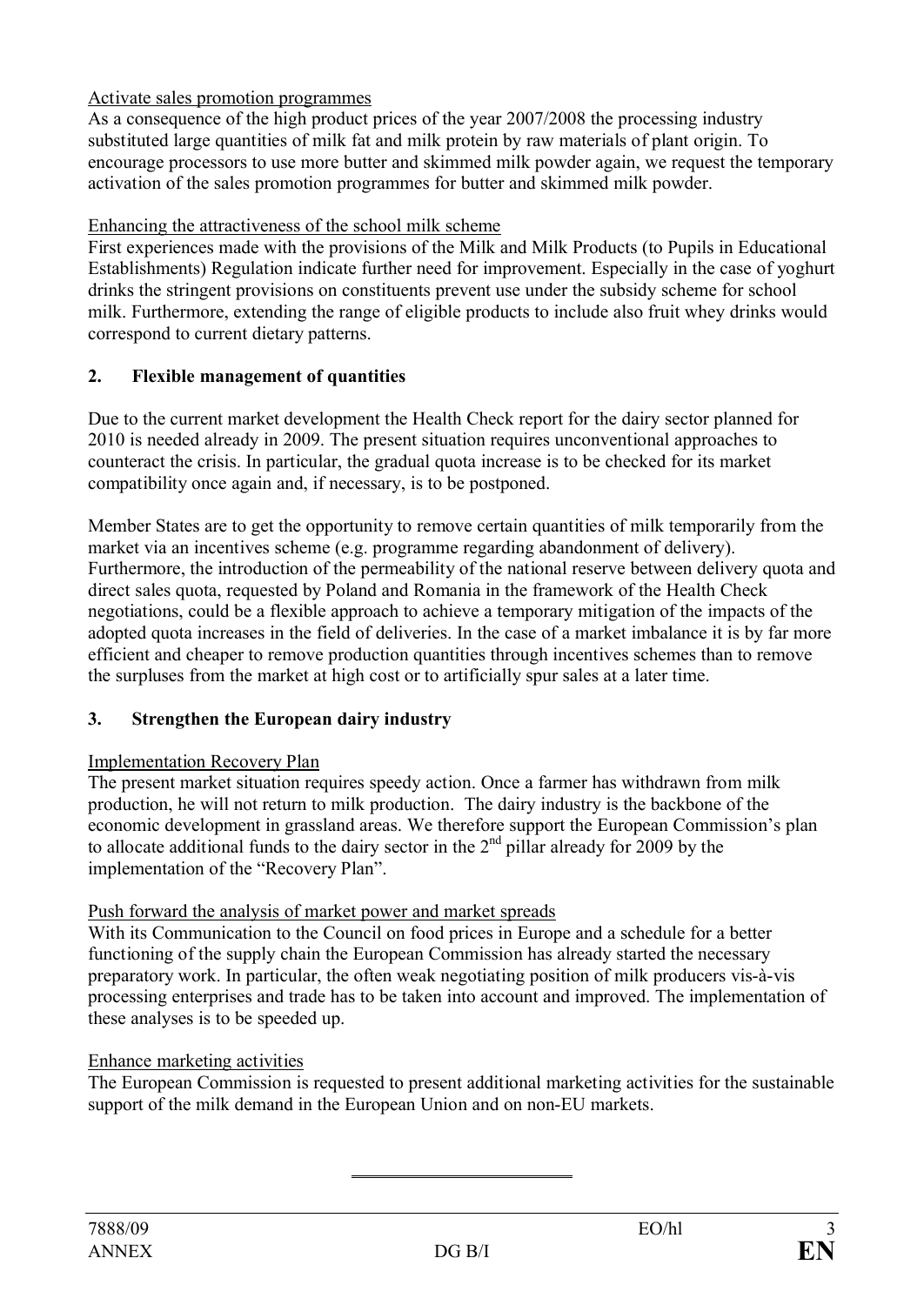Activate sales promotion programmes

As a consequence of the high product prices of the year 2007/2008 the processing industry substituted large quantities of milk fat and milk protein by raw materials of plant origin. To encourage processors to use more butter and skimmed milk powder again, we request the temporary activation of the sales promotion programmes for butter and skimmed milk powder.

Enhancing the attractiveness of the school milk scheme

First experiences made with the provisions of the Milk and Milk Products (to Pupils in Educational Establishments) Regulation indicate further need for improvement. Especially in the case of yoghurt drinks the stringent provisions on constituents prevent use under the subsidy scheme for school milk. Furthermore, extending the range of eligible products to include also fruit whey drinks would correspond to current dietary patterns.

## 2. Flexible management of quantities

Due to the current market development the Health Check report for the dairy sector planned for 2010 is needed already in 2009. The present situation requires unconventional approaches to counteract the crisis. In particular, the gradual quota increase is to be checked for its market compatibility once again and, if necessary, is to be postponed.

Member States are to get the opportunity to remove certain quantities of milk temporarily from the market via an incentives scheme (e.g. programme regarding abandonment of delivery). Furthermore, the introduction of the permeability of the national reserve between delivery quota and direct sales quota, requested by Poland and Romania in the framework of the Health Check negotiations, could be a flexible approach to achieve a temporary mitigation of the impacts of the adopted quota increases in the field of deliveries. In the case of a market imbalance it is by far more efficient and cheaper to remove production quantities through incentives schemes than to remove the surpluses from the market at high cost or to artificially spur sales at a later time.

## 3. Strengthen the European dairy industry

Implementation Recovery Plan

The present market situation requires speedy action. Once a farmer has withdrawn from milk production, he will not return to milk production. The dairy industry is the backbone of the economic development in grassland areas. We therefore support the European Commission's plan to allocate additional funds to the dairy sector in the 2nd pillar already for 2009 by the implementation of the "Recovery Plan".

Push forward the analysis of market power and market spreads

With its Communication to the Council on food prices in Europe and a schedule for a better functioning of the supply chain the European Commission has already started the necessary preparatory work. In particular, the often weak negotiating position of milk producers vis-à-vis processing enterprises and trade has to be taken into account and improved. The implementation of these analyses is to be speeded up.

Enhance marketing activities

The European Commission is requested to present additional marketing activities for the sustainable support of the milk demand in the European Union and on non-EU markets.